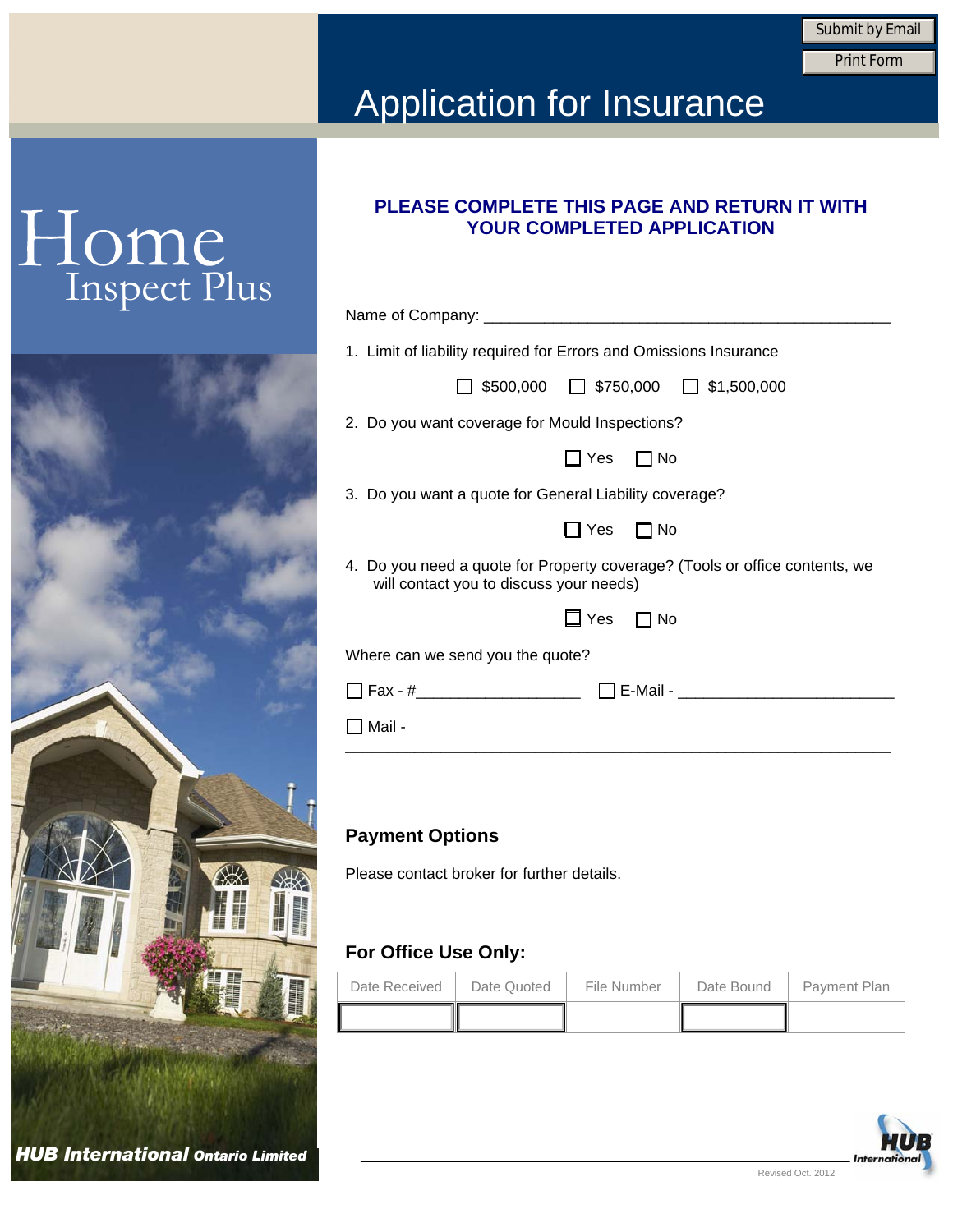Submit by Email

Print Form

# Application for Insurance

# Home Inspect Plus

**PLEASE COMPLETE THIS PAGE AND RETURN IT WITH YOUR COMPLETED APPLICATION**

Name of Company: ___________________________________________

1. Limit of liability required for Errors and Omissions Insurance

   ☐ $500,000 ☐ $750,000 ☐ $1,500,000

2. Do you want coverage for Mould Inspections?

   ☐ Yes ☐ No

3. Do you want a quote for General Liability coverage?

   ☐ Yes ☐ No

4. Do you need a quote for Property coverage? (Tools or office contents, we will contact you to discuss your needs)

   ☐ Yes ☐ No

Where can we send you the quote?

☐ Fax - #__________________ ☐ E-Mail - ________________________

☐ Mail - ___________________________________________________________

## Payment Options

Please contact broker for further details.

## For Office Use Only:

| Date Received | Date Quoted | File Number | Date Bound | Payment Plan |
|---|---|---|---|---|
| | | | | |

**HUB International Ontario Limited**

Revised Oct. 2012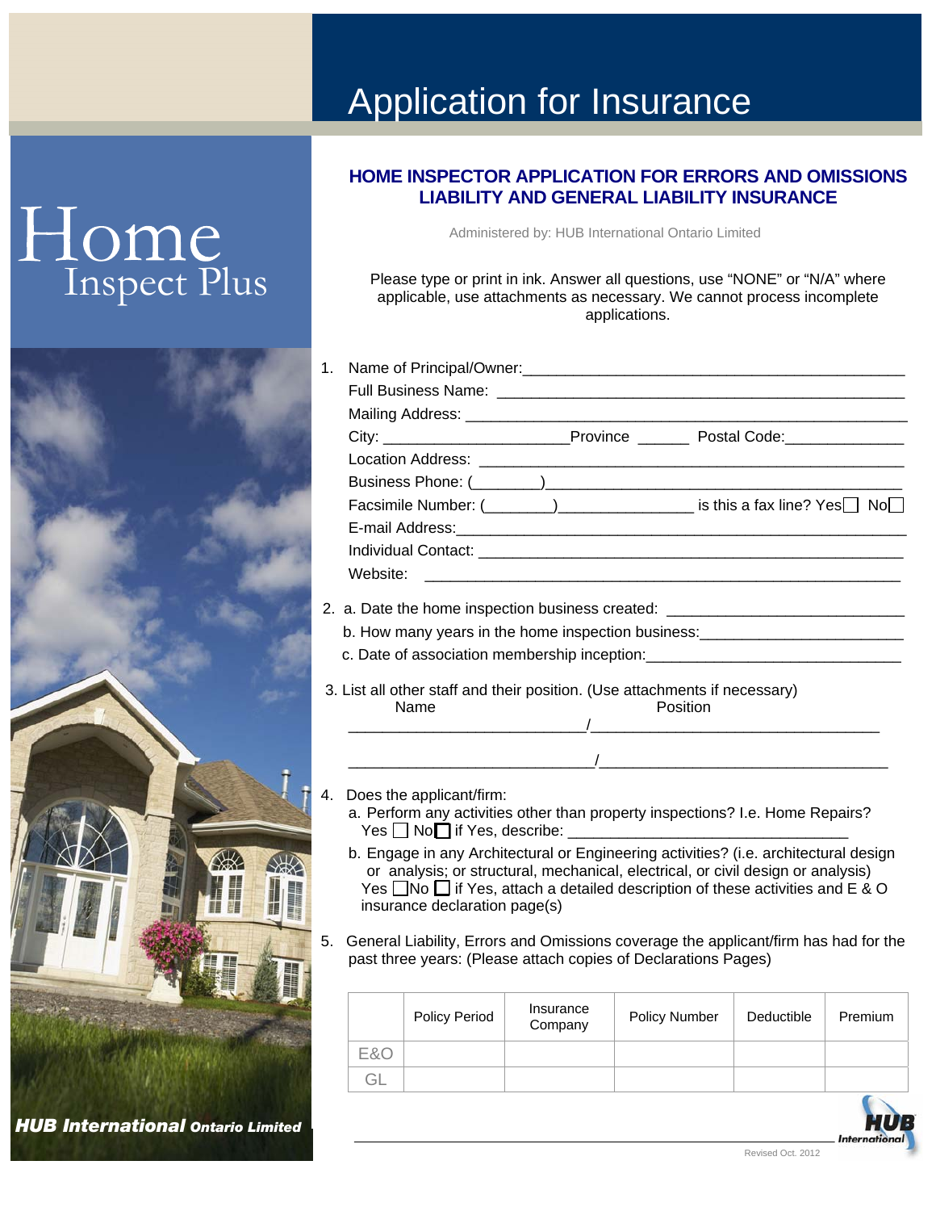# Application for Insurance

Home Inspect Plus

## HOME INSPECTOR APPLICATION FOR ERRORS AND OMISSIONS LIABILITY AND GENERAL LIABILITY INSURANCE

Administered by: HUB International Ontario Limited

Please type or print in ink. Answer all questions, use "NONE" or "N/A" where applicable, use attachments as necessary. We cannot process incomplete applications.

1. Name of Principal/Owner:______________________________________________
   Full Business Name: ______________________________________________
   Mailing Address: ________________________________________________
   City: _____________________Province ______ Postal Code:______________
   Location Address: _______________________________________________
   Business Phone: (________)__________________________________________
   Facsimile Number: (________)_______________ is this a fax line? Yes☐ No☐
   E-mail Address:__________________________________________________
   Individual Contact: _______________________________________________
   Website: ______________________________________________________

2. a. Date the home inspection business created: ___________________________
   b. How many years in the home inspection business:______________________
   c. Date of association membership inception:_____________________________

3. List all other staff and their position. (Use attachments if necessary)

   Name / Position

   ___________________________/_________________________________

   ___________________________/_________________________________

4. Does the applicant/firm:
   a. Perform any activities other than property inspections? I.e. Home Repairs? Yes ☐ No ☐ if Yes, describe: _______________________________
   b. Engage in any Architectural or Engineering activities? (i.e. architectural design or analysis; or structural, mechanical, electrical, or civil design or analysis) Yes ☐ No ☐ if Yes, attach a detailed description of these activities and E & O insurance declaration page(s)

5. General Liability, Errors and Omissions coverage the applicant/firm has had for the past three years: (Please attach copies of Declarations Pages)

| | Policy Period | Insurance Company | Policy Number | Deductible | Premium |
|---|---|---|---|---|---|
| E&O | | | | | |
| GL | | | | | |

HUB International Ontario Limited

Revised Oct. 2012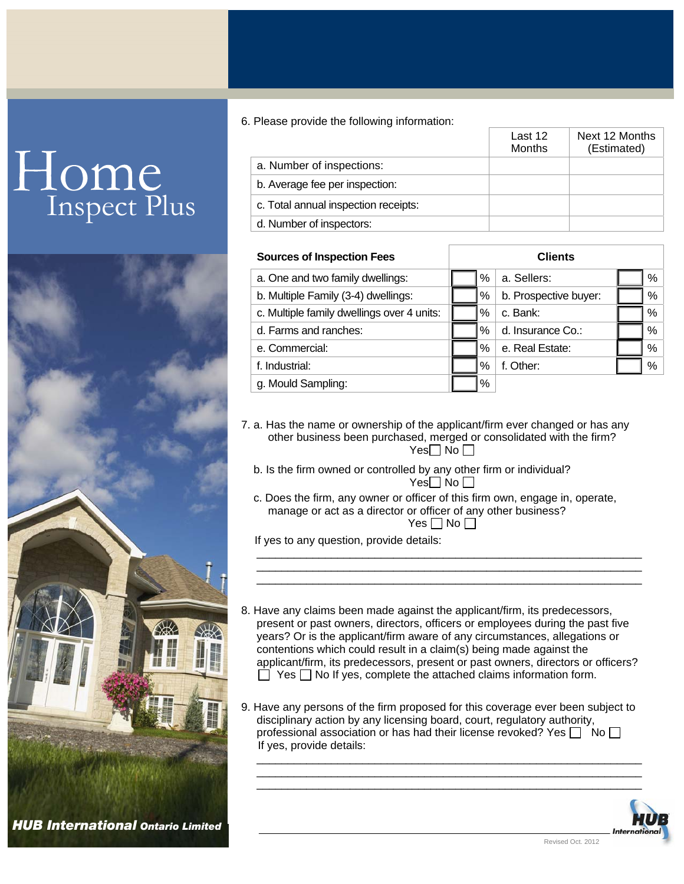Home Inspect Plus

6. Please provide the following information:

| | Last 12 Months | Next 12 Months (Estimated) |
|---|---|---|
| a. Number of inspections: | | |
| b. Average fee per inspection: | | |
| c. Total annual inspection receipts: | | |
| d. Number of inspectors: | | |

| Sources of Inspection Fees | | Clients | |
|---|---|---|---|
| a. One and two family dwellings: | % | a. Sellers: | % |
| b. Multiple Family (3-4) dwellings: | % | b. Prospective buyer: | % |
| c. Multiple family dwellings over 4 units: | % | c. Bank: | % |
| d. Farms and ranches: | % | d. Insurance Co.: | % |
| e. Commercial: | % | e. Real Estate: | % |
| f. Industrial: | % | f. Other: | % |
| g. Mould Sampling: | % | | |

7. a. Has the name or ownership of the applicant/firm ever changed or has any other business been purchased, merged or consolidated with the firm?
Yes ☐ No ☐

b. Is the firm owned or controlled by any other firm or individual?
Yes ☐ No ☐

c. Does the firm, any owner or officer of this firm own, engage in, operate, manage or act as a director or officer of any other business?
Yes ☐ No ☐

If yes to any question, provide details:

_______________________________________________________________
_______________________________________________________________
_______________________________________________________________

8. Have any claims been made against the applicant/firm, its predecessors, present or past owners, directors, officers or employees during the past five years? Or is the applicant/firm aware of any circumstances, allegations or contentions which could result in a claim(s) being made against the applicant/firm, its predecessors, present or past owners, directors or officers?
☐ Yes ☐ No If yes, complete the attached claims information form.

9. Have any persons of the firm proposed for this coverage ever been subject to disciplinary action by any licensing board, court, regulatory authority, professional association or has had their license revoked? Yes ☐ No ☐
If yes, provide details:

_______________________________________________________________
_______________________________________________________________
_______________________________________________________________

_______________________________________________________________

**HUB International** Ontario Limited

Revised Oct. 2012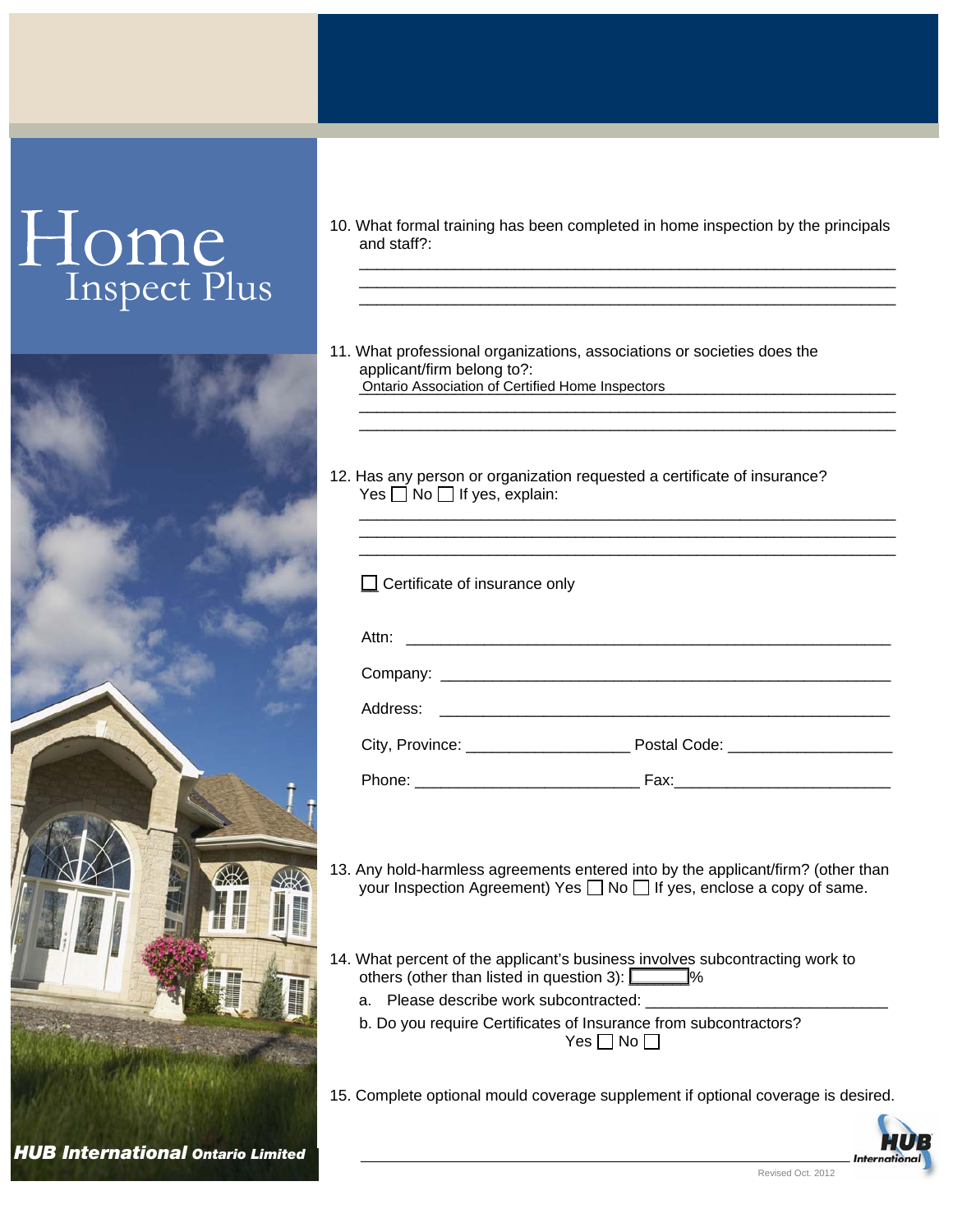# Home Inspect Plus

10. What formal training has been completed in home inspection by the principals and staff?:

    ___________________________________________________________

    ___________________________________________________________

    ___________________________________________________________

11. What professional organizations, associations or societies does the applicant/firm belong to?:

    Ontario Association of Certified Home Inspectors

    ___________________________________________________________

    ___________________________________________________________

12. Has any person or organization requested a certificate of insurance? Yes ☐ No ☐ If yes, explain:

    ___________________________________________________________

    ___________________________________________________________

    ___________________________________________________________

    ☐ Certificate of insurance only

    Attn: ___________________________________________________

    Company: ________________________________________________

    Address: _________________________________________________

    City, Province: __________________ Postal Code: __________________

    Phone: ________________________ Fax: ________________________

13. Any hold-harmless agreements entered into by the applicant/firm? (other than your Inspection Agreement) Yes ☐ No ☐ If yes, enclose a copy of same.

14. What percent of the applicant's business involves subcontracting work to others (other than listed in question 3): ______%

    a. Please describe work subcontracted: ___________________________

    b. Do you require Certificates of Insurance from subcontractors? Yes ☐ No ☐

15. Complete optional mould coverage supplement if optional coverage is desired.

___________________________________________________________

**HUB International Ontario Limited**

Revised Oct. 2012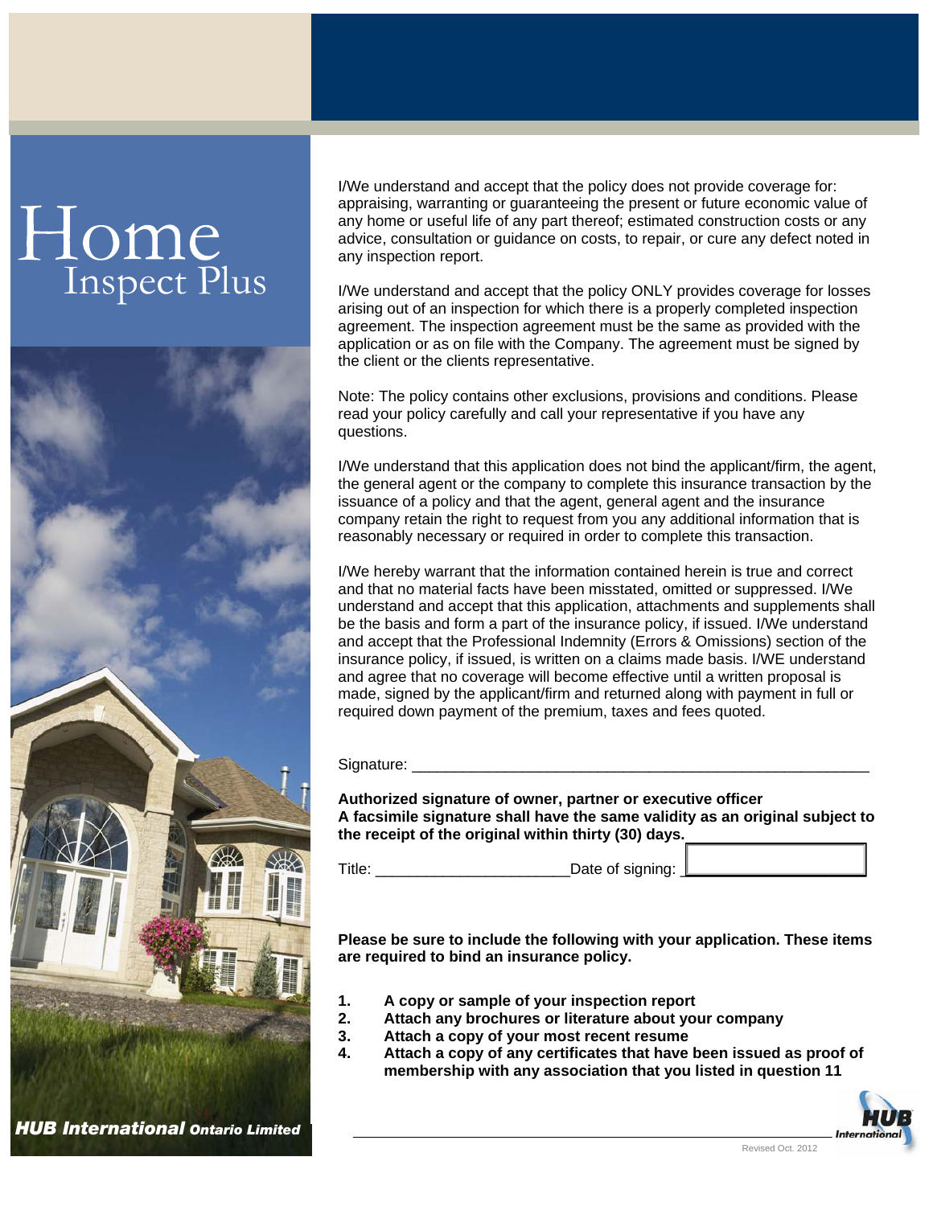# Home
## Inspect Plus

I/We understand and accept that the policy does not provide coverage for: appraising, warranting or guaranteeing the present or future economic value of any home or useful life of any part thereof; estimated construction costs or any advice, consultation or guidance on costs, to repair, or cure any defect noted in any inspection report.

I/We understand and accept that the policy ONLY provides coverage for losses arising out of an inspection for which there is a properly completed inspection agreement. The inspection agreement must be the same as provided with the application or as on file with the Company. The agreement must be signed by the client or the clients representative.

Note: The policy contains other exclusions, provisions and conditions. Please read your policy carefully and call your representative if you have any questions.

I/We understand that this application does not bind the applicant/firm, the agent, the general agent or the company to complete this insurance transaction by the issuance of a policy and that the agent, general agent and the insurance company retain the right to request from you any additional information that is reasonably necessary or required in order to complete this transaction.

I/We hereby warrant that the information contained herein is true and correct and that no material facts have been misstated, omitted or suppressed. I/We understand and accept that this application, attachments and supplements shall be the basis and form a part of the insurance policy, if issued. I/We understand and accept that the Professional Indemnity (Errors & Omissions) section of the insurance policy, if issued, is written on a claims made basis. I/WE understand and agree that no coverage will become effective until a written proposal is made, signed by the applicant/firm and returned along with payment in full or required down payment of the premium, taxes and fees quoted.

Signature: ______________________________________________________

**Authorized signature of owner, partner or executive officer**
**A facsimile signature shall have the same validity as an original subject to the receipt of the original within thirty (30) days.**

Title: ______________________ Date of signing: ______________

**Please be sure to include the following with your application. These items are required to bind an insurance policy.**

1. **A copy or sample of your inspection report**
2. **Attach any brochures or literature about your company**
3. **Attach a copy of your most recent resume**
4. **Attach a copy of any certificates that have been issued as proof of membership with any association that you listed in question 11**

***HUB International Ontario Limited***

Revised Oct. 2012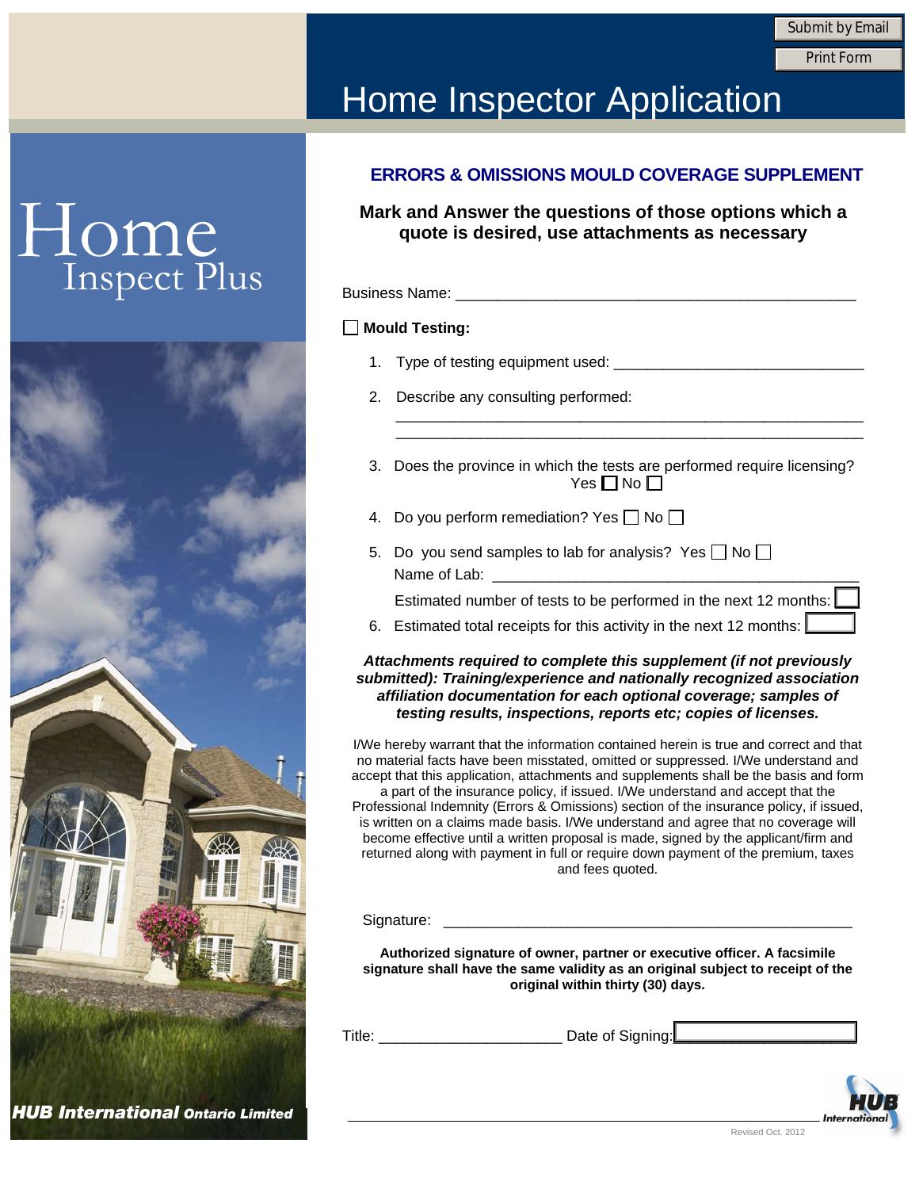# Home Inspector Application

Home Inspect Plus

## ERRORS & OMISSIONS MOULD COVERAGE SUPPLEMENT

**Mark and Answer the questions of those options which a quote is desired, use attachments as necessary**

Business Name: ______________________________________________

☐ **Mould Testing:**

1. Type of testing equipment used: ____________________________
2. Describe any consulting performed:
   ______________________________________________________
   ______________________________________________________
3. Does the province in which the tests are performed require licensing? Yes ☐ No ☐
4. Do you perform remediation? Yes ☐ No ☐
5. Do you send samples to lab for analysis? Yes ☐ No ☐
   Name of Lab: __________________________________________
   Estimated number of tests to be performed in the next 12 months: ☐
6. Estimated total receipts for this activity in the next 12 months: ☐

***Attachments required to complete this supplement (if not previously submitted): Training/experience and nationally recognized association affiliation documentation for each optional coverage; samples of testing results, inspections, reports etc; copies of licenses.***

I/We hereby warrant that the information contained herein is true and correct and that no material facts have been misstated, omitted or suppressed. I/We understand and accept that this application, attachments and supplements shall be the basis and form a part of the insurance policy, if issued. I/We understand and accept that the Professional Indemnity (Errors & Omissions) section of the insurance policy, if issued, is written on a claims made basis. I/We understand and agree that no coverage will become effective until a written proposal is made, signed by the applicant/firm and returned along with payment in full or require down payment of the premium, taxes and fees quoted.

Signature: ______________________________________________

**Authorized signature of owner, partner or executive officer. A facsimile signature shall have the same validity as an original subject to receipt of the original within thirty (30) days.**

Title: ____________________ Date of Signing: ____________________

***HUB International*** **Ontario Limited**

Revised Oct. 2012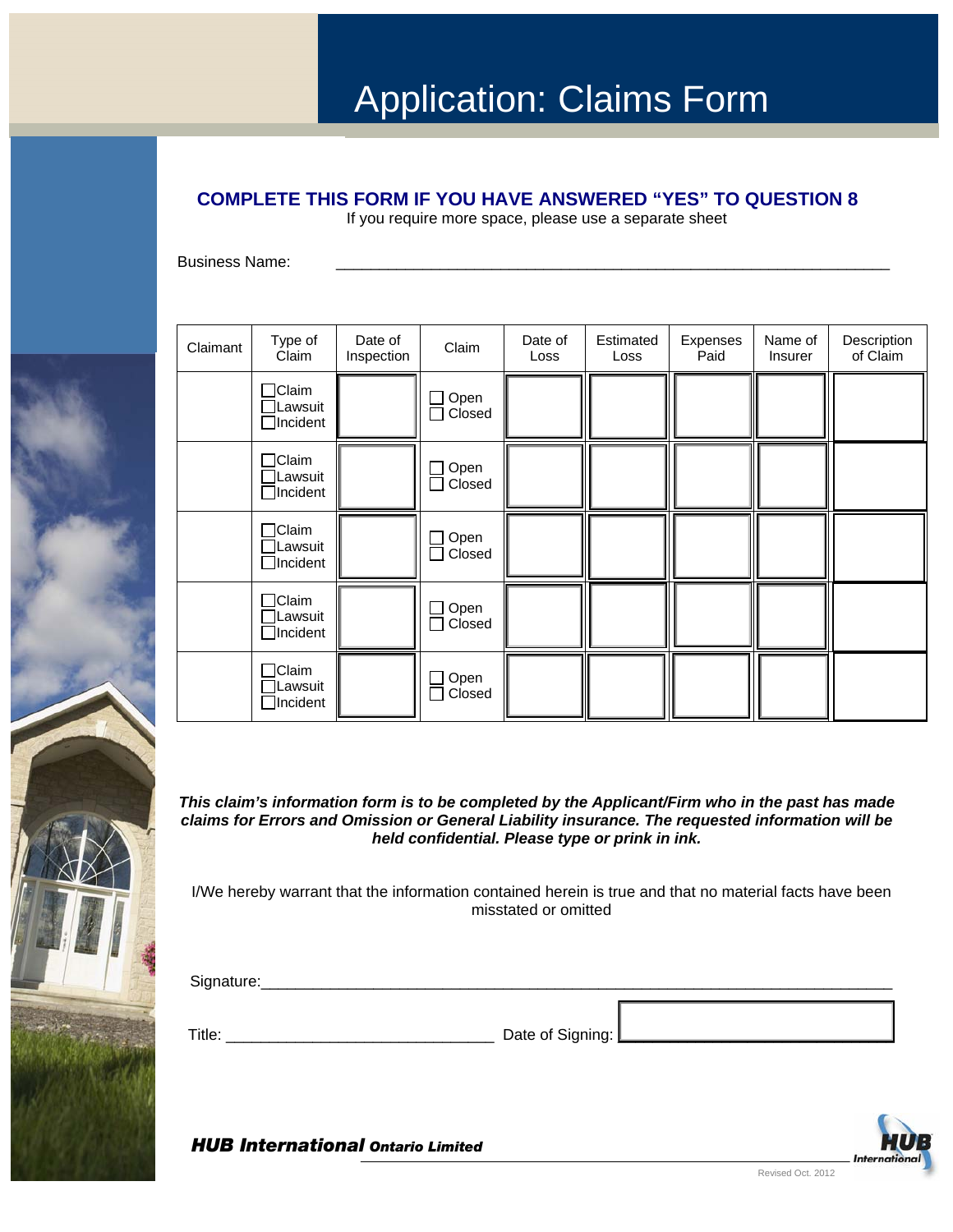# Application: Claims Form

**COMPLETE THIS FORM IF YOU HAVE ANSWERED "YES" TO QUESTION 8**

If you require more space, please use a separate sheet

Business Name: ______________________________________________

| Claimant | Type of Claim | Date of Inspection | Claim | Date of Loss | Estimated Loss | Expenses Paid | Name of Insurer | Description of Claim |
|---|---|---|---|---|---|---|---|---|
| | ☐Claim ☐Lawsuit ☐Incident | | ☐ Open ☐ Closed | | | | | |
| | ☐Claim ☐Lawsuit ☐Incident | | ☐ Open ☐ Closed | | | | | |
| | ☐Claim ☐Lawsuit ☐Incident | | ☐ Open ☐ Closed | | | | | |
| | ☐Claim ☐Lawsuit ☐Incident | | ☐ Open ☐ Closed | | | | | |
| | ☐Claim ☐Lawsuit ☐Incident | | ☐ Open ☐ Closed | | | | | |

***This claim's information form is to be completed by the Applicant/Firm who in the past has made claims for Errors and Omission or General Liability insurance. The requested information will be held confidential. Please type or prink in ink.***

I/We hereby warrant that the information contained herein is true and that no material facts have been misstated or omitted

Signature: ______________________________________________

Title: ______________________________ Date of Signing: ______________________________

***HUB International Ontario Limited***

Revised Oct. 2012